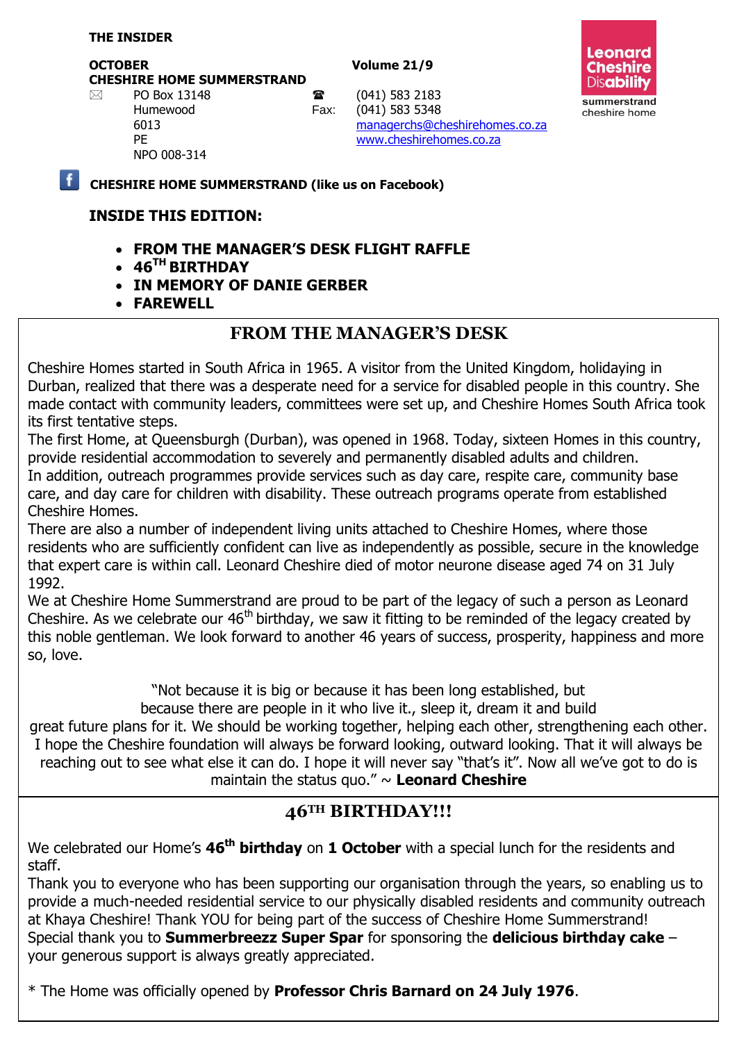**THE INSIDER**

**OCTOBER** **Volume 21/9**

**CHESHIRE HOME SUMMERSTRAND**

PO Box 13148
Humewood
6013
PE
NPO 008-314

☎ (041) 583 2183
Fax: (041) 583 5348
managerchs@cheshirehomes.co.za
www.cheshirehomes.co.za

Leonard Cheshire Disability
summerstrand cheshire home

**CHESHIRE HOME SUMMERSTRAND (like us on Facebook)**

## INSIDE THIS EDITION:

- **FROM THE MANAGER'S DESK FLIGHT RAFFLE**
- **46TH BIRTHDAY**
- **IN MEMORY OF DANIE GERBER**
- **FAREWELL**

## FROM THE MANAGER'S DESK

Cheshire Homes started in South Africa in 1965. A visitor from the United Kingdom, holidaying in Durban, realized that there was a desperate need for a service for disabled people in this country. She made contact with community leaders, committees were set up, and Cheshire Homes South Africa took its first tentative steps.

The first Home, at Queensburgh (Durban), was opened in 1968. Today, sixteen Homes in this country, provide residential accommodation to severely and permanently disabled adults and children.

In addition, outreach programmes provide services such as day care, respite care, community base care, and day care for children with disability. These outreach programs operate from established Cheshire Homes.

There are also a number of independent living units attached to Cheshire Homes, where those residents who are sufficiently confident can live as independently as possible, secure in the knowledge that expert care is within call. Leonard Cheshire died of motor neurone disease aged 74 on 31 July 1992.

We at Cheshire Home Summerstrand are proud to be part of the legacy of such a person as Leonard Cheshire. As we celebrate our 46th birthday, we saw it fitting to be reminded of the legacy created by this noble gentleman. We look forward to another 46 years of success, prosperity, happiness and more so, love.

"Not because it is big or because it has been long established, but because there are people in it who live it., sleep it, dream it and build great future plans for it. We should be working together, helping each other, strengthening each other. I hope the Cheshire foundation will always be forward looking, outward looking. That it will always be reaching out to see what else it can do. I hope it will never say "that's it". Now all we've got to do is maintain the status quo." ~ **Leonard Cheshire**

## 46TH BIRTHDAY!!!

We celebrated our Home's **46th birthday** on **1 October** with a special lunch for the residents and staff.

Thank you to everyone who has been supporting our organisation through the years, so enabling us to provide a much-needed residential service to our physically disabled residents and community outreach at Khaya Cheshire! Thank YOU for being part of the success of Cheshire Home Summerstrand!

Special thank you to **Summerbreezz Super Spar** for sponsoring the **delicious birthday cake** – your generous support is always greatly appreciated.

* The Home was officially opened by **Professor Chris Barnard on 24 July 1976**.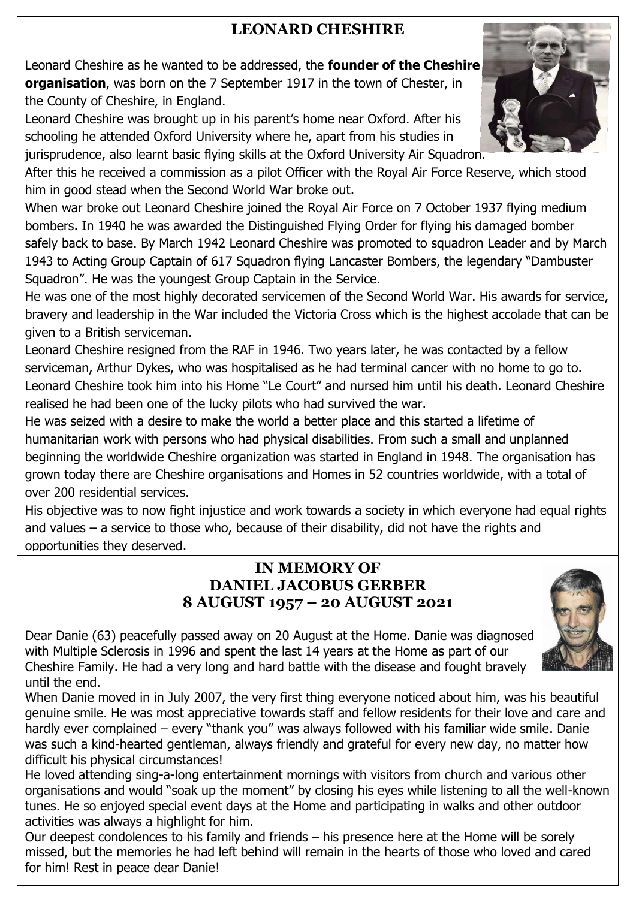## LEONARD CHESHIRE

Leonard Cheshire as he wanted to be addressed, the **founder of the Cheshire organisation**, was born on the 7 September 1917 in the town of Chester, in the County of Cheshire, in England.

Leonard Cheshire was brought up in his parent's home near Oxford. After his schooling he attended Oxford University where he, apart from his studies in jurisprudence, also learnt basic flying skills at the Oxford University Air Squadron.

After this he received a commission as a pilot Officer with the Royal Air Force Reserve, which stood him in good stead when the Second World War broke out.

When war broke out Leonard Cheshire joined the Royal Air Force on 7 October 1937 flying medium bombers. In 1940 he was awarded the Distinguished Flying Order for flying his damaged bomber safely back to base. By March 1942 Leonard Cheshire was promoted to squadron Leader and by March 1943 to Acting Group Captain of 617 Squadron flying Lancaster Bombers, the legendary "Dambuster Squadron". He was the youngest Group Captain in the Service.

He was one of the most highly decorated servicemen of the Second World War. His awards for service, bravery and leadership in the War included the Victoria Cross which is the highest accolade that can be given to a British serviceman.

Leonard Cheshire resigned from the RAF in 1946. Two years later, he was contacted by a fellow serviceman, Arthur Dykes, who was hospitalised as he had terminal cancer with no home to go to. Leonard Cheshire took him into his Home "Le Court" and nursed him until his death. Leonard Cheshire realised he had been one of the lucky pilots who had survived the war.

He was seized with a desire to make the world a better place and this started a lifetime of humanitarian work with persons who had physical disabilities. From such a small and unplanned beginning the worldwide Cheshire organization was started in England in 1948. The organisation has grown today there are Cheshire organisations and Homes in 52 countries worldwide, with a total of over 200 residential services.

His objective was to now fight injustice and work towards a society in which everyone had equal rights and values – a service to those who, because of their disability, did not have the rights and opportunities they deserved.

## IN MEMORY OF DANIEL JACOBUS GERBER 8 AUGUST 1957 – 20 AUGUST 2021

Dear Danie (63) peacefully passed away on 20 August at the Home. Danie was diagnosed with Multiple Sclerosis in 1996 and spent the last 14 years at the Home as part of our Cheshire Family. He had a very long and hard battle with the disease and fought bravely until the end.

When Danie moved in in July 2007, the very first thing everyone noticed about him, was his beautiful genuine smile. He was most appreciative towards staff and fellow residents for their love and care and hardly ever complained – every "thank you" was always followed with his familiar wide smile. Danie was such a kind-hearted gentleman, always friendly and grateful for every new day, no matter how difficult his physical circumstances!

He loved attending sing-a-long entertainment mornings with visitors from church and various other organisations and would "soak up the moment" by closing his eyes while listening to all the well-known tunes. He so enjoyed special event days at the Home and participating in walks and other outdoor activities was always a highlight for him.

Our deepest condolences to his family and friends – his presence here at the Home will be sorely missed, but the memories he had left behind will remain in the hearts of those who loved and cared for him! Rest in peace dear Danie!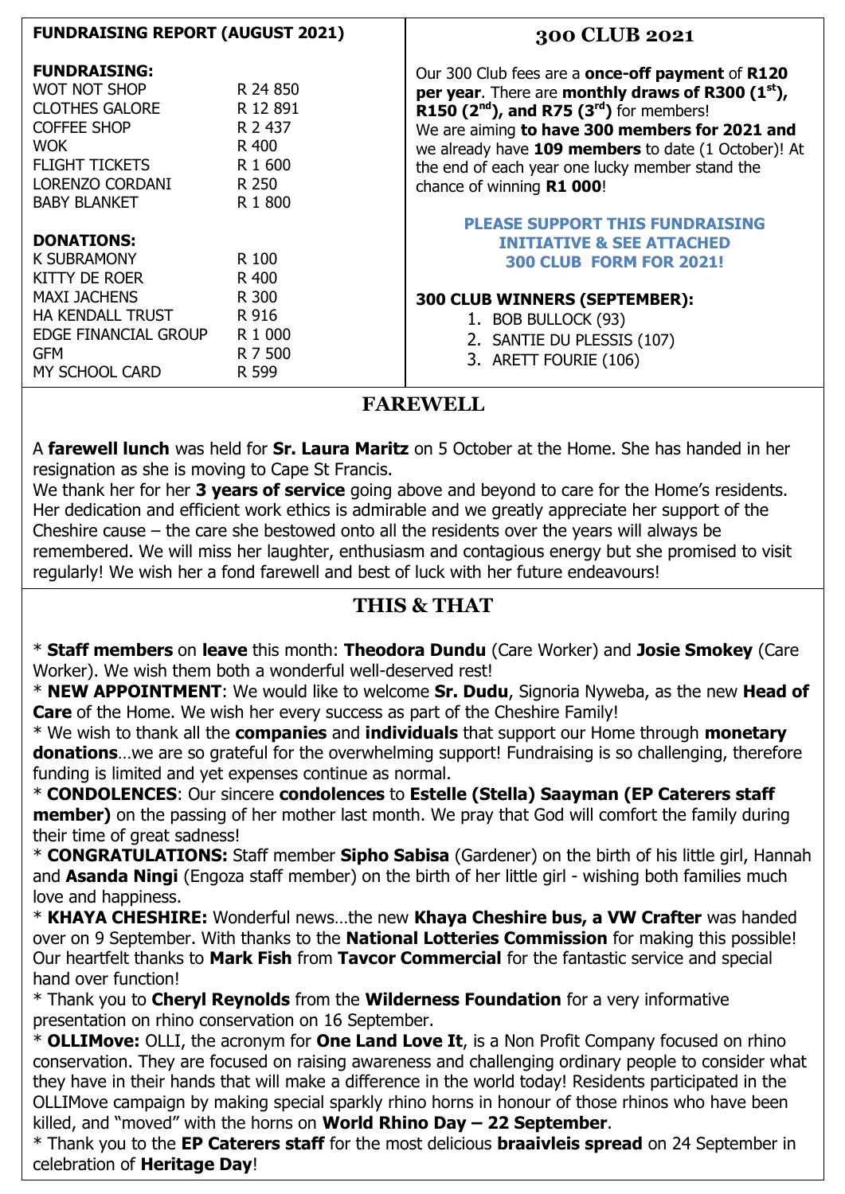## FUNDRAISING REPORT (AUGUST 2021)

**FUNDRAISING:**

| | |
|---|---|
| WOT NOT SHOP | R 24 850 |
| CLOTHES GALORE | R 12 891 |
| COFFEE SHOP | R 2 437 |
| WOK | R 400 |
| FLIGHT TICKETS | R 1 600 |
| LORENZO CORDANI | R 250 |
| BABY BLANKET | R 1 800 |

**DONATIONS:**

| | |
|---|---|
| K SUBRAMONY | R 100 |
| KITTY DE ROER | R 400 |
| MAXI JACHENS | R 300 |
| HA KENDALL TRUST | R 916 |
| EDGE FINANCIAL GROUP | R 1 000 |
| GFM | R 7 500 |
| MY SCHOOL CARD | R 599 |

## 300 CLUB 2021

Our 300 Club fees are a **once-off payment** of **R120 per year**. There are **monthly draws of R300 (1st), R150 (2nd), and R75 (3rd)** for members! We are aiming **to have 300 members for 2021 and** we already have **109 members** to date (1 October)! At the end of each year one lucky member stand the chance of winning **R1 000**!

**PLEASE SUPPORT THIS FUNDRAISING INITIATIVE & SEE ATTACHED 300 CLUB FORM FOR 2021!**

**300 CLUB WINNERS (SEPTEMBER):**

1. BOB BULLOCK (93)
2. SANTIE DU PLESSIS (107)
3. ARETT FOURIE (106)

## FAREWELL

A **farewell lunch** was held for **Sr. Laura Maritz** on 5 October at the Home. She has handed in her resignation as she is moving to Cape St Francis.
We thank her for her **3 years of service** going above and beyond to care for the Home's residents. Her dedication and efficient work ethics is admirable and we greatly appreciate her support of the Cheshire cause – the care she bestowed onto all the residents over the years will always be remembered. We will miss her laughter, enthusiasm and contagious energy but she promised to visit regularly! We wish her a fond farewell and best of luck with her future endeavours!

## THIS & THAT

* **Staff members** on **leave** this month: **Theodora Dundu** (Care Worker) and **Josie Smokey** (Care Worker). We wish them both a wonderful well-deserved rest!
* **NEW APPOINTMENT**: We would like to welcome **Sr. Dudu**, Signoria Nyweba, as the new **Head of Care** of the Home. We wish her every success as part of the Cheshire Family!
* We wish to thank all the **companies** and **individuals** that support our Home through **monetary donations**…we are so grateful for the overwhelming support! Fundraising is so challenging, therefore funding is limited and yet expenses continue as normal.
* **CONDOLENCES**: Our sincere **condolences** to **Estelle (Stella) Saayman (EP Caterers staff member)** on the passing of her mother last month. We pray that God will comfort the family during their time of great sadness!
* **CONGRATULATIONS:** Staff member **Sipho Sabisa** (Gardener) on the birth of his little girl, Hannah and **Asanda Ningi** (Engoza staff member) on the birth of her little girl - wishing both families much love and happiness.
* **KHAYA CHESHIRE:** Wonderful news…the new **Khaya Cheshire bus, a VW Crafter** was handed over on 9 September. With thanks to the **National Lotteries Commission** for making this possible! Our heartfelt thanks to **Mark Fish** from **Tavcor Commercial** for the fantastic service and special hand over function!
* Thank you to **Cheryl Reynolds** from the **Wilderness Foundation** for a very informative presentation on rhino conservation on 16 September.
* **OLLIMove:** OLLI, the acronym for **One Land Love It**, is a Non Profit Company focused on rhino conservation. They are focused on raising awareness and challenging ordinary people to consider what they have in their hands that will make a difference in the world today! Residents participated in the OLLIMove campaign by making special sparkly rhino horns in honour of those rhinos who have been killed, and "moved" with the horns on **World Rhino Day – 22 September**.
* Thank you to the **EP Caterers staff** for the most delicious **braaivleis spread** on 24 September in celebration of **Heritage Day**!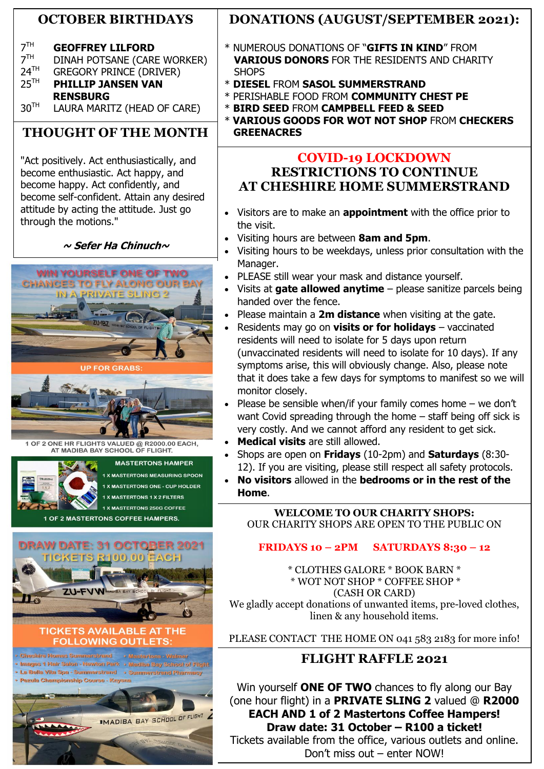## OCTOBER BIRTHDAYS

7TH **GEOFFREY LILFORD**
7TH DINAH POTSANE (CARE WORKER)
24TH GREGORY PRINCE (DRIVER)
25TH **PHILLIP JANSEN VAN RENSBURG**
30TH LAURA MARITZ (HEAD OF CARE)

## THOUGHT OF THE MONTH

"Act positively. Act enthusiastically, and become enthusiastic. Act happy, and become happy. Act confidently, and become self-confident. Attain any desired attitude by acting the attitude. Just go through the motions."

***~ Sefer Ha Chinuch~***

WIN YOURSELF ONE OF TWO CHANCES TO FLY ALONG OUR BAY IN A PRIVATE SLING 2

UP FOR GRABS:

1 OF 2 ONE HR FLIGHTS VALUED @ R2000.00 EACH, AT MADIBA BAY SCHOOL OF FLIGHT.

MASTERTONS HAMPER
- 1 X MASTERTONS MEASURING SPOON
- 1 X MASTERTONS ONE - CUP HOLDER
- 1 X MASTERTONS 1 X 2 FILTERS
- 1 X MASTERTONS 250G COFFEE

1 OF 2 MASTERTONS COFFEE HAMPERS.

DRAW DATE: 31 OCTOBER 2021
TICKETS R100.00 EACH

TICKETS AVAILABLE AT THE FOLLOWING OUTLETS:
- Cheshire Homes Summerstrand
- Mastertons - Walmer
- Images 1 Hair Salon - Newton Park
- Madiba Bay School of Flight
- La Bella Vita Spa - Summerstrand
- Summerstrand Pharmacy
- Pezula Championship Course - Knysna

## DONATIONS (AUGUST/SEPTEMBER 2021):

- NUMEROUS DONATIONS OF "**GIFTS IN KIND**" FROM **VARIOUS DONORS** FOR THE RESIDENTS AND CHARITY SHOPS
- **DIESEL** FROM **SASOL SUMMERSTRAND**
- PERISHABLE FOOD FROM **COMMUNITY CHEST PE**
- **BIRD SEED** FROM **CAMPBELL FEED & SEED**
- **VARIOUS GOODS FOR WOT NOT SHOP** FROM **CHECKERS GREENACRES**

## COVID-19 LOCKDOWN RESTRICTIONS TO CONTINUE AT CHESHIRE HOME SUMMERSTRAND

- Visitors are to make an **appointment** with the office prior to the visit.
- Visiting hours are between **8am and 5pm**.
- Visiting hours to be weekdays, unless prior consultation with the Manager.
- PLEASE still wear your mask and distance yourself.
- Visits at **gate allowed anytime** – please sanitize parcels being handed over the fence.
- Please maintain a **2m distance** when visiting at the gate.
- Residents may go on **visits or for holidays** – vaccinated residents will need to isolate for 5 days upon return (unvaccinated residents will need to isolate for 10 days). If any symptoms arise, this will obviously change. Also, please note that it does take a few days for symptoms to manifest so we will monitor closely.
- Please be sensible when/if your family comes home – we don't want Covid spreading through the home – staff being off sick is very costly. And we cannot afford any resident to get sick.
- **Medical visits** are still allowed.
- Shops are open on **Fridays** (10-2pm) and **Saturdays** (8:30-12). If you are visiting, please still respect all safety protocols.
- **No visitors** allowed in the **bedrooms or in the rest of the Home**.

**WELCOME TO OUR CHARITY SHOPS:**
OUR CHARITY SHOPS ARE OPEN TO THE PUBLIC ON

**FRIDAYS 10 – 2PM SATURDAYS 8:30 – 12**

* CLOTHES GALORE * BOOK BARN *
* WOT NOT SHOP * COFFEE SHOP *
(CASH OR CARD)

We gladly accept donations of unwanted items, pre-loved clothes, linen & any household items.

PLEASE CONTACT THE HOME ON 041 583 2183 for more info!

## FLIGHT RAFFLE 2021

Win yourself **ONE OF TWO** chances to fly along our Bay (one hour flight) in a **PRIVATE SLING 2** valued @ **R2000 EACH AND 1 of 2 Mastertons Coffee Hampers! Draw date: 31 October – R100 a ticket!**
Tickets available from the office, various outlets and online.
Don't miss out – enter NOW!